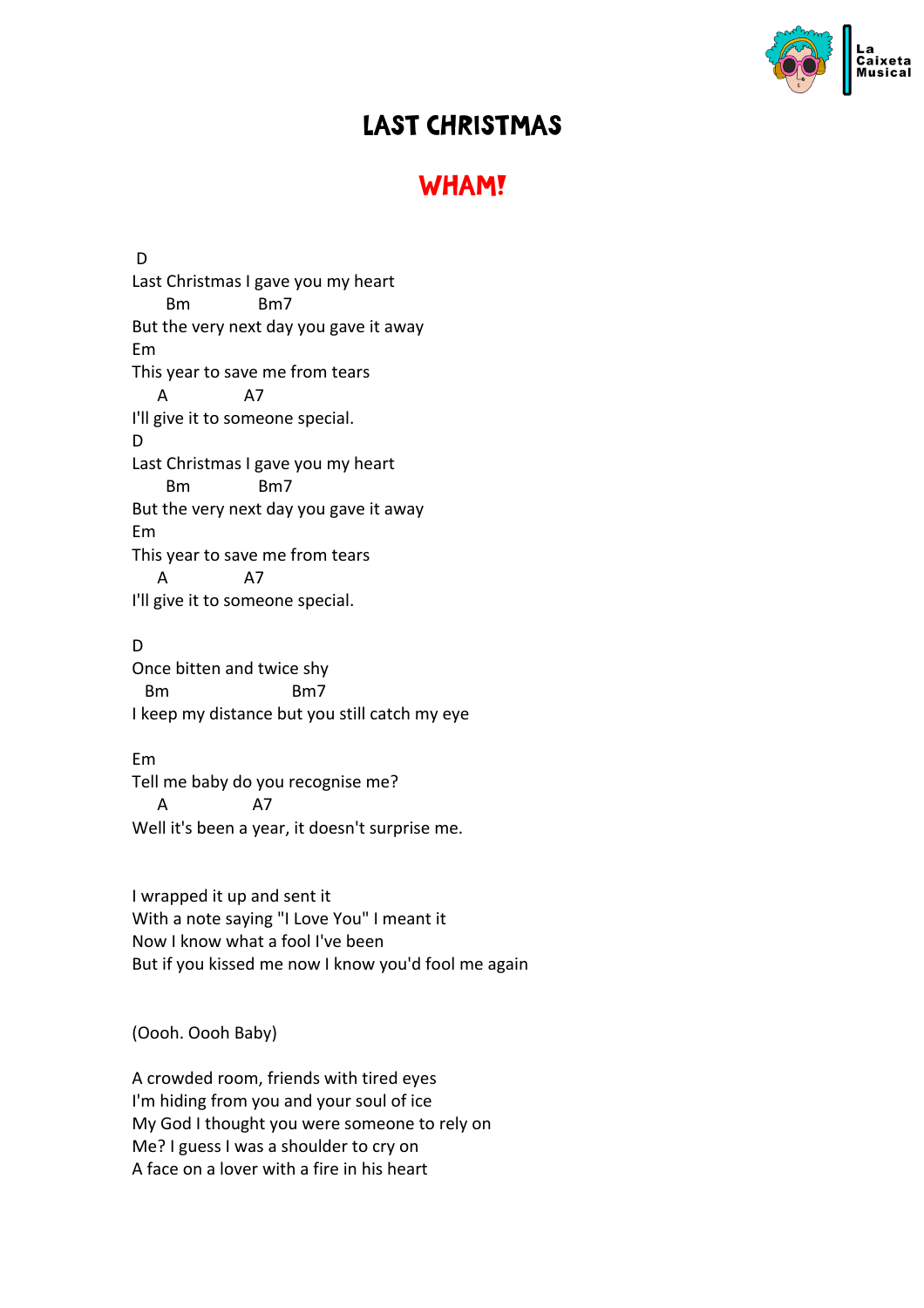# LAST CHRISTMAS

## WHAM!

```
 D
Last Christmas I gave you my heart
       Bm             Bm7
But the very next day you gave it away
Em
This year to save me from tears
     A            A7
I'll give it to someone special.
D
Last Christmas I gave you my heart
       Bm             Bm7
But the very next day you gave it away
Em
This year to save me from tears
     A            A7
I'll give it to someone special.

D
Once bitten and twice shy
  Bm                    Bm7
I keep my distance but you still catch my eye

Em
Tell me baby do you recognise me?
     A             A7
Well it's been a year, it doesn't surprise me.


I wrapped it up and sent it
With a note saying "I Love You" I meant it
Now I know what a fool I've been
But if you kissed me now I know you'd fool me again


(Oooh. Oooh Baby)

A crowded room, friends with tired eyes
I'm hiding from you and your soul of ice
My God I thought you were someone to rely on
Me? I guess I was a shoulder to cry on
A face on a lover with a fire in his heart
```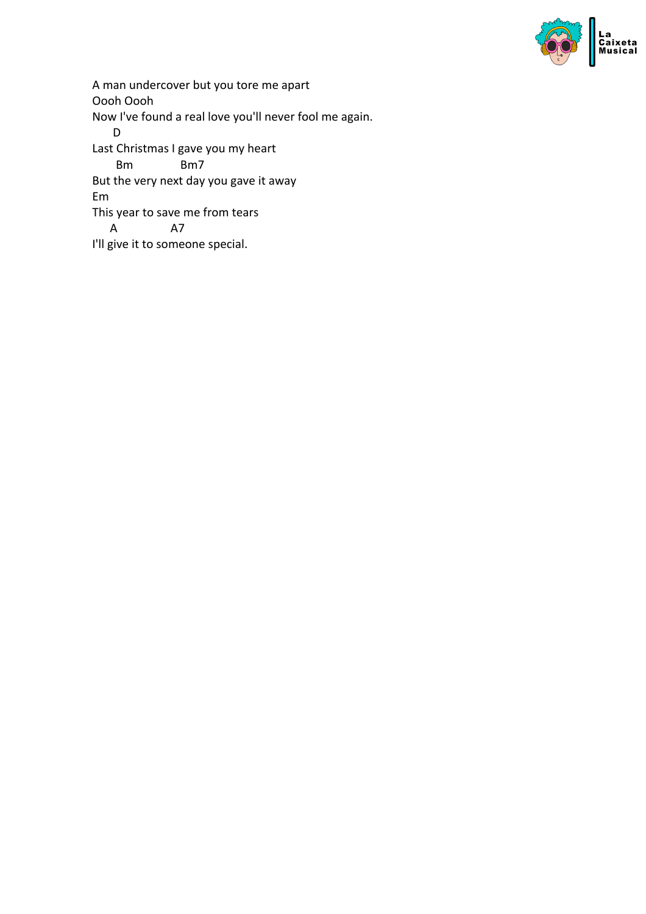```
A man undercover but you tore me apart
Oooh Oooh
Now I've found a real love you'll never fool me again.
     D
Last Christmas I gave you my heart
      Bm            Bm7
But the very next day you gave it away
Em
This year to save me from tears
    A             A7
I'll give it to someone special.
```